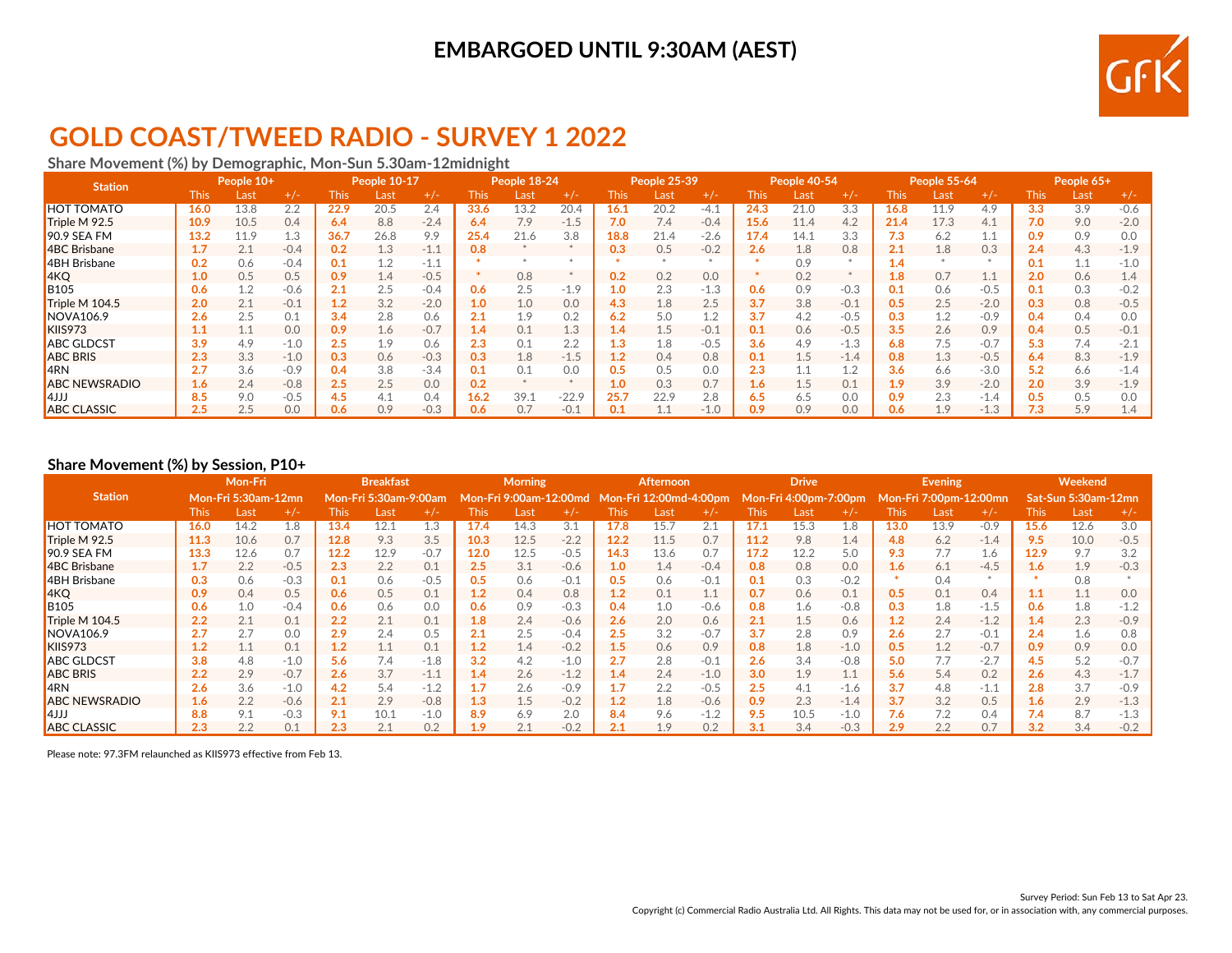EMBARGOED UNTIL 9:30AM (AEST)

# GOLD COAST/TWEED RADIO - SURVEY 1 2022

## Share Movement (%) by Demographic, Mon-Sun 5.30am-12midnight

| Station | People 10+ | | | People 10-17 | | | People 18-24 | | | People 25-39 | | | People 40-54 | | | People 55-64 | | | People 65+ | | |
|---|---|---|---|---|---|---|---|---|---|---|---|---|---|---|---|---|---|---|---|---|---|
| | This | Last | +/- | This | Last | +/- | This | Last | +/- | This | Last | +/- | This | Last | +/- | This | Last | +/- | This | Last | +/- |
| HOT TOMATO | **16.0** | 13.8 | 2.2 | **22.9** | 20.5 | 2.4 | **33.6** | 13.2 | 20.4 | **16.1** | 20.2 | -4.1 | **24.3** | 21.0 | 3.3 | **16.8** | 11.9 | 4.9 | **3.3** | 3.9 | -0.6 |
| Triple M 92.5 | **10.9** | 10.5 | 0.4 | **6.4** | 8.8 | -2.4 | **6.4** | 7.9 | -1.5 | **7.0** | 7.4 | -0.4 | **15.6** | 11.4 | 4.2 | **21.4** | 17.3 | 4.1 | **7.0** | 9.0 | -2.0 |
| 90.9 SEA FM | **13.2** | 11.9 | 1.3 | **36.7** | 26.8 | 9.9 | **25.4** | 21.6 | 3.8 | **18.8** | 21.4 | -2.6 | **17.4** | 14.1 | 3.3 | **7.3** | 6.2 | 1.1 | **0.9** | 0.9 | 0.0 |
| 4BC Brisbane | **1.7** | 2.1 | -0.4 | **0.2** | 1.3 | -1.1 | **0.8** | * | * | **0.3** | 0.5 | -0.2 | **2.6** | 1.8 | 0.8 | **2.1** | 1.8 | 0.3 | **2.4** | 4.3 | -1.9 |
| 4BH Brisbane | **0.2** | 0.6 | -0.4 | **0.1** | 1.2 | -1.1 | * | * | * | * | * | * | * | 0.9 | * | **1.4** | * | * | **0.1** | 1.1 | -1.0 |
| 4KQ | **1.0** | 0.5 | 0.5 | **0.9** | 1.4 | -0.5 | * | 0.8 | * | **0.2** | 0.2 | 0.0 | * | 0.2 | * | **1.8** | 0.7 | 1.1 | **2.0** | 0.6 | 1.4 |
| B105 | **0.6** | 1.2 | -0.6 | **2.1** | 2.5 | -0.4 | **0.6** | 2.5 | -1.9 | **1.0** | 2.3 | -1.3 | **0.6** | 0.9 | -0.3 | **0.1** | 0.6 | -0.5 | **0.1** | 0.3 | -0.2 |
| Triple M 104.5 | **2.0** | 2.1 | -0.1 | **1.2** | 3.2 | -2.0 | **1.0** | 1.0 | 0.0 | **4.3** | 1.8 | 2.5 | **3.7** | 3.8 | -0.1 | **0.5** | 2.5 | -2.0 | **0.3** | 0.8 | -0.5 |
| NOVA106.9 | **2.6** | 2.5 | 0.1 | **3.4** | 2.8 | 0.6 | **2.1** | 1.9 | 0.2 | **6.2** | 5.0 | 1.2 | **3.7** | 4.2 | -0.5 | **0.3** | 1.2 | -0.9 | **0.4** | 0.4 | 0.0 |
| KIIS973 | **1.1** | 1.1 | 0.0 | **0.9** | 1.6 | -0.7 | **1.4** | 0.1 | 1.3 | **1.4** | 1.5 | -0.1 | **0.1** | 0.6 | -0.5 | **3.5** | 2.6 | 0.9 | **0.4** | 0.5 | -0.1 |
| ABC GLDCST | **3.9** | 4.9 | -1.0 | **2.5** | 1.9 | 0.6 | **2.3** | 0.1 | 2.2 | **1.3** | 1.8 | -0.5 | **3.6** | 4.9 | -1.3 | **6.8** | 7.5 | -0.7 | **5.3** | 7.4 | -2.1 |
| ABC BRIS | **2.3** | 3.3 | -1.0 | **0.3** | 0.6 | -0.3 | **0.3** | 1.8 | -1.5 | **1.2** | 0.4 | 0.8 | **0.1** | 1.5 | -1.4 | **0.8** | 1.3 | -0.5 | **6.4** | 8.3 | -1.9 |
| 4RN | **2.7** | 3.6 | -0.9 | **0.4** | 3.8 | -3.4 | **0.1** | 0.1 | 0.0 | **0.5** | 0.5 | 0.0 | **2.3** | 1.1 | 1.2 | **3.6** | 6.6 | -3.0 | **5.2** | 6.6 | -1.4 |
| ABC NEWSRADIO | **1.6** | 2.4 | -0.8 | **2.5** | 2.5 | 0.0 | **0.2** | * | * | **1.0** | 0.3 | 0.7 | **1.6** | 1.5 | 0.1 | **1.9** | 3.9 | -2.0 | **2.0** | 3.9 | -1.9 |
| 4JJJ | **8.5** | 9.0 | -0.5 | **4.5** | 4.1 | 0.4 | **16.2** | 39.1 | -22.9 | **25.7** | 22.9 | 2.8 | **6.5** | 6.5 | 0.0 | **0.9** | 2.3 | -1.4 | **0.5** | 0.5 | 0.0 |
| ABC CLASSIC | **2.5** | 2.5 | 0.0 | **0.6** | 0.9 | -0.3 | **0.6** | 0.7 | -0.1 | **0.1** | 1.1 | -1.0 | **0.9** | 0.9 | 0.0 | **0.6** | 1.9 | -1.3 | **7.3** | 5.9 | 1.4 |

## Share Movement (%) by Session, P10+

| Station | Mon-Fri | | | Breakfast | | | Morning | | | Afternoon | | | Drive | | | Evening | | | Weekend | | |
|---|---|---|---|---|---|---|---|---|---|---|---|---|---|---|---|---|---|---|---|---|---|
| | Mon-Fri 5:30am-12mn | | | Mon-Fri 5:30am-9:00am | | | Mon-Fri 9:00am-12:00md | | | Mon-Fri 12:00md-4:00pm | | | Mon-Fri 4:00pm-7:00pm | | | Mon-Fri 7:00pm-12:00mn | | | Sat-Sun 5:30am-12mn | | |
| | This | Last | +/- | This | Last | +/- | This | Last | +/- | This | Last | +/- | This | Last | +/- | This | Last | +/- | This | Last | +/- |
| HOT TOMATO | **16.0** | 14.2 | 1.8 | **13.4** | 12.1 | 1.3 | **17.4** | 14.3 | 3.1 | **17.8** | 15.7 | 2.1 | **17.1** | 15.3 | 1.8 | **13.0** | 13.9 | -0.9 | **15.6** | 12.6 | 3.0 |
| Triple M 92.5 | **11.3** | 10.6 | 0.7 | **12.8** | 9.3 | 3.5 | **10.3** | 12.5 | -2.2 | **12.2** | 11.5 | 0.7 | **11.2** | 9.8 | 1.4 | **4.8** | 6.2 | -1.4 | **9.5** | 10.0 | -0.5 |
| 90.9 SEA FM | **13.3** | 12.6 | 0.7 | **12.2** | 12.9 | -0.7 | **12.0** | 12.5 | -0.5 | **14.3** | 13.6 | 0.7 | **17.2** | 12.2 | 5.0 | **9.3** | 7.7 | 1.6 | **12.9** | 9.7 | 3.2 |
| 4BC Brisbane | **1.7** | 2.2 | -0.5 | **2.3** | 2.2 | 0.1 | **2.5** | 3.1 | -0.6 | **1.0** | 1.4 | -0.4 | **0.8** | 0.8 | 0.0 | **1.6** | 6.1 | -4.5 | **1.6** | 1.9 | -0.3 |
| 4BH Brisbane | **0.3** | 0.6 | -0.3 | **0.1** | 0.6 | -0.5 | **0.5** | 0.6 | -0.1 | **0.5** | 0.6 | -0.1 | **0.1** | 0.3 | -0.2 | * | 0.4 | * | * | 0.8 | * |
| 4KQ | **0.9** | 0.4 | 0.5 | **0.6** | 0.5 | 0.1 | **1.2** | 0.4 | 0.8 | **1.2** | 0.1 | 1.1 | **0.7** | 0.6 | 0.1 | **0.5** | 0.1 | 0.4 | **1.1** | 1.1 | 0.0 |
| B105 | **0.6** | 1.0 | -0.4 | **0.6** | 0.6 | 0.0 | **0.6** | 0.9 | -0.3 | **0.4** | 1.0 | -0.6 | **0.8** | 1.6 | -0.8 | **0.3** | 1.8 | -1.5 | **0.6** | 1.8 | -1.2 |
| Triple M 104.5 | **2.2** | 2.1 | 0.1 | **2.2** | 2.1 | 0.1 | **1.8** | 2.4 | -0.6 | **2.6** | 2.0 | 0.6 | **2.1** | 1.5 | 0.6 | **1.2** | 2.4 | -1.2 | **1.4** | 2.3 | -0.9 |
| NOVA106.9 | **2.7** | 2.7 | 0.0 | **2.9** | 2.4 | 0.5 | **2.1** | 2.5 | -0.4 | **2.5** | 3.2 | -0.7 | **3.7** | 2.8 | 0.9 | **2.6** | 2.7 | -0.1 | **2.4** | 1.6 | 0.8 |
| KIIS973 | **1.2** | 1.1 | 0.1 | **1.2** | 1.1 | 0.1 | **1.2** | 1.4 | -0.2 | **1.5** | 0.6 | 0.9 | **0.8** | 1.8 | -1.0 | **0.5** | 1.2 | -0.7 | **0.9** | 0.9 | 0.0 |
| ABC GLDCST | **3.8** | 4.8 | -1.0 | **5.6** | 7.4 | -1.8 | **3.2** | 4.2 | -1.0 | **2.7** | 2.8 | -0.1 | **2.6** | 3.4 | -0.8 | **5.0** | 7.7 | -2.7 | **4.5** | 5.2 | -0.7 |
| ABC BRIS | **2.2** | 2.9 | -0.7 | **2.6** | 3.7 | -1.1 | **1.4** | 2.6 | -1.2 | **1.4** | 2.4 | -1.0 | **3.0** | 1.9 | 1.1 | **5.6** | 5.4 | 0.2 | **2.6** | 4.3 | -1.7 |
| 4RN | **2.6** | 3.6 | -1.0 | **4.2** | 5.4 | -1.2 | **1.7** | 2.6 | -0.9 | **1.7** | 2.2 | -0.5 | **2.5** | 4.1 | -1.6 | **3.7** | 4.8 | -1.1 | **2.8** | 3.7 | -0.9 |
| ABC NEWSRADIO | **1.6** | 2.2 | -0.6 | **2.1** | 2.9 | -0.8 | **1.3** | 1.5 | -0.2 | **1.2** | 1.8 | -0.6 | **0.9** | 2.3 | -1.4 | **3.7** | 3.2 | 0.5 | **1.6** | 2.9 | -1.3 |
| 4JJJ | **8.8** | 9.1 | -0.3 | **9.1** | 10.1 | -1.0 | **8.9** | 6.9 | 2.0 | **8.4** | 9.6 | -1.2 | **9.5** | 10.5 | -1.0 | **7.6** | 7.2 | 0.4 | **7.4** | 8.7 | -1.3 |
| ABC CLASSIC | **2.3** | 2.2 | 0.1 | **2.3** | 2.1 | 0.2 | **1.9** | 2.1 | -0.2 | **2.1** | 1.9 | 0.2 | **3.1** | 3.4 | -0.3 | **2.9** | 2.2 | 0.7 | **3.2** | 3.4 | -0.2 |

Please note: 97.3FM relaunched as KIIS973 effective from Feb 13.

Survey Period: Sun Feb 13 to Sat Apr 23.

Copyright (c) Commercial Radio Australia Ltd. All Rights. This data may not be used for, or in association with, any commercial purposes.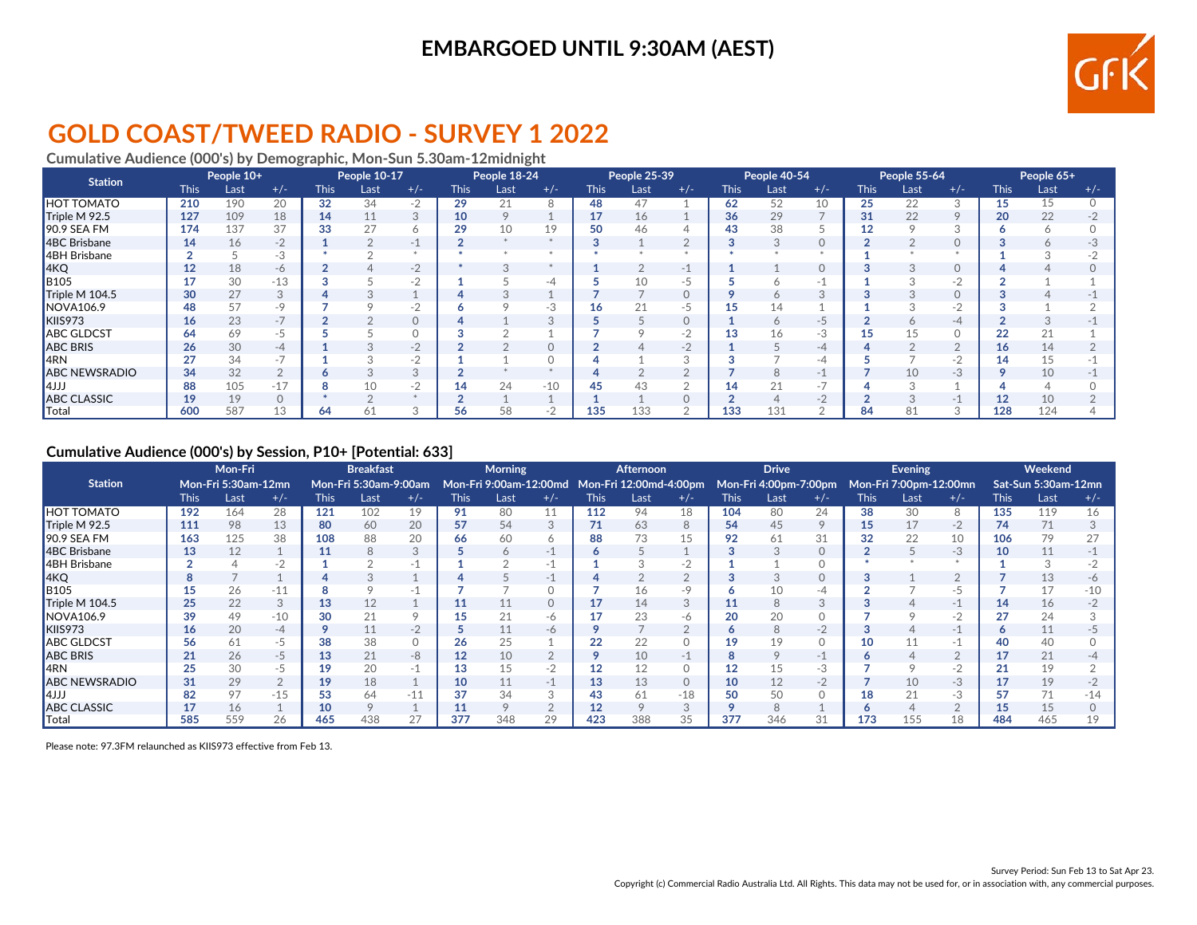EMBARGOED UNTIL 9:30AM (AEST)

# GOLD COAST/TWEED RADIO - SURVEY 1 2022

### Cumulative Audience (000's) by Demographic, Mon-Sun 5.30am-12midnight

| Station | People 10+ | | | People 10-17 | | | People 18-24 | | | People 25-39 | | | People 40-54 | | | People 55-64 | | | People 65+ | | |
|---|---|---|---|---|---|---|---|---|---|---|---|---|---|---|---|---|---|---|---|---|---|
| | This | Last | +/- | This | Last | +/- | This | Last | +/- | This | Last | +/- | This | Last | +/- | This | Last | +/- | This | Last | +/- |
| HOT TOMATO | **210** | 190 | 20 | **32** | 34 | -2 | **29** | 21 | 8 | **48** | 47 | 1 | **62** | 52 | 10 | **25** | 22 | 3 | **15** | 15 | 0 |
| Triple M 92.5 | **127** | 109 | 18 | **14** | 11 | 3 | **10** | 9 | 1 | **17** | 16 | 1 | **36** | 29 | 7 | **31** | 22 | 9 | **20** | 22 | -2 |
| 90.9 SEA FM | **174** | 137 | 37 | **33** | 27 | 6 | **29** | 10 | 19 | **50** | 46 | 4 | **43** | 38 | 5 | **12** | 9 | 3 | **6** | 6 | 0 |
| 4BC Brisbane | **14** | 16 | -2 | **1** | 2 | -1 | **2** | * | * | **3** | 1 | 2 | **3** | 3 | 0 | **2** | 2 | 0 | **3** | 6 | -3 |
| 4BH Brisbane | **2** | 5 | -3 | * | 2 | * | * | * | * | * | * | * | * | * | * | **1** | * | * | **1** | 3 | -2 |
| 4KQ | **12** | 18 | -6 | **2** | 4 | -2 | * | 3 | * | **1** | 2 | -1 | **1** | 1 | 0 | **3** | 3 | 0 | **4** | 4 | 0 |
| B105 | **17** | 30 | -13 | **3** | 5 | -2 | **1** | 5 | -4 | **5** | 10 | -5 | **5** | 6 | -1 | **1** | 3 | -2 | **2** | 1 | 1 |
| Triple M 104.5 | **30** | 27 | 3 | **4** | 3 | 1 | **4** | 3 | 1 | **7** | 7 | 0 | **9** | 6 | 3 | **3** | 3 | 0 | **3** | 4 | -1 |
| NOVA106.9 | **48** | 57 | -9 | **7** | 9 | -2 | **6** | 9 | -3 | **16** | 21 | -5 | **15** | 14 | 1 | **1** | 3 | -2 | **3** | 1 | 2 |
| KIIS973 | **16** | 23 | -7 | **2** | 2 | 0 | **4** | 1 | 3 | **5** | 5 | 0 | **1** | 6 | -5 | **2** | 6 | -4 | **2** | 3 | -1 |
| ABC GLDCST | **64** | 69 | -5 | **5** | 5 | 0 | **3** | 2 | 1 | **7** | 9 | -2 | **13** | 16 | -3 | **15** | 15 | 0 | **22** | 21 | 1 |
| ABC BRIS | **26** | 30 | -4 | **1** | 3 | -2 | **2** | 2 | 0 | **2** | 4 | -2 | **1** | 5 | -4 | **4** | 2 | 2 | **16** | 14 | 2 |
| 4RN | **27** | 34 | -7 | **1** | 3 | -2 | **1** | 1 | 0 | **4** | 1 | 3 | **3** | 7 | -4 | **5** | 7 | -2 | **14** | 15 | -1 |
| ABC NEWSRADIO | **34** | 32 | 2 | **6** | 3 | 3 | **2** | * | * | **4** | 2 | 2 | **7** | 8 | -1 | **7** | 10 | -3 | **9** | 10 | -1 |
| 4JJJ | **88** | 105 | -17 | **8** | 10 | -2 | **14** | 24 | -10 | **45** | 43 | 2 | **14** | 21 | -7 | **4** | 3 | 1 | **4** | 4 | 0 |
| ABC CLASSIC | **19** | 19 | 0 | * | 2 | * | **2** | 1 | 1 | **1** | 1 | 0 | **2** | 4 | -2 | **2** | 3 | -1 | **12** | 10 | 2 |
| Total | **600** | 587 | 13 | **64** | 61 | 3 | **56** | 58 | -2 | **135** | 133 | 2 | **133** | 131 | 2 | **84** | 81 | 3 | **128** | 124 | 4 |

### Cumulative Audience (000's) by Session, P10+ [Potential: 633]

| Station | Mon-Fri Mon-Fri 5:30am-12mn | | | Breakfast Mon-Fri 5:30am-9:00am | | | Morning Mon-Fri 9:00am-12:00md | | | Afternoon Mon-Fri 12:00md-4:00pm | | | Drive Mon-Fri 4:00pm-7:00pm | | | Evening Mon-Fri 7:00pm-12:00mn | | | Weekend Sat-Sun 5:30am-12mn | | |
|---|---|---|---|---|---|---|---|---|---|---|---|---|---|---|---|---|---|---|---|---|---|
| | This | Last | +/- | This | Last | +/- | This | Last | +/- | This | Last | +/- | This | Last | +/- | This | Last | +/- | This | Last | +/- |
| HOT TOMATO | **192** | 164 | 28 | **121** | 102 | 19 | **91** | 80 | 11 | **112** | 94 | 18 | **104** | 80 | 24 | **38** | 30 | 8 | **135** | 119 | 16 |
| Triple M 92.5 | **111** | 98 | 13 | **80** | 60 | 20 | **57** | 54 | 3 | **71** | 63 | 8 | **54** | 45 | 9 | **15** | 17 | -2 | **74** | 71 | 3 |
| 90.9 SEA FM | **163** | 125 | 38 | **108** | 88 | 20 | **66** | 60 | 6 | **88** | 73 | 15 | **92** | 61 | 31 | **32** | 22 | 10 | **106** | 79 | 27 |
| 4BC Brisbane | **13** | 12 | 1 | **11** | 8 | 3 | **5** | 6 | -1 | **6** | 5 | 1 | **3** | 3 | 0 | **2** | 5 | -3 | **10** | 11 | -1 |
| 4BH Brisbane | **2** | 4 | -2 | **1** | 2 | -1 | **1** | 2 | -1 | **1** | 3 | -2 | **1** | 1 | 0 | * | * | * | **1** | 3 | -2 |
| 4KQ | **8** | 7 | 1 | **4** | 3 | 1 | **4** | 5 | -1 | **4** | 2 | 2 | **3** | 3 | 0 | **3** | 1 | 2 | **7** | 13 | -6 |
| B105 | **15** | 26 | -11 | **8** | 9 | -1 | **7** | 7 | 0 | **7** | 16 | -9 | **6** | 10 | -4 | **2** | 7 | -5 | **7** | 17 | -10 |
| Triple M 104.5 | **25** | 22 | 3 | **13** | 12 | 1 | **11** | 11 | 0 | **17** | 14 | 3 | **11** | 8 | 3 | **3** | 4 | -1 | **14** | 16 | -2 |
| NOVA106.9 | **39** | 49 | -10 | **30** | 21 | 9 | **15** | 21 | -6 | **17** | 23 | -6 | **20** | 20 | 0 | **7** | 9 | -2 | **27** | 24 | 3 |
| KIIS973 | **16** | 20 | -4 | **9** | 11 | -2 | **5** | 11 | -6 | **9** | 7 | 2 | **6** | 8 | -2 | **3** | 4 | -1 | **6** | 11 | -5 |
| ABC GLDCST | **56** | 61 | -5 | **38** | 38 | 0 | **26** | 25 | 1 | **22** | 22 | 0 | **19** | 19 | 0 | **10** | 11 | -1 | **40** | 40 | 0 |
| ABC BRIS | **21** | 26 | -5 | **13** | 21 | -8 | **12** | 10 | 2 | **9** | 10 | -1 | **8** | 9 | -1 | **6** | 4 | 2 | **17** | 21 | -4 |
| 4RN | **25** | 30 | -5 | **19** | 20 | -1 | **13** | 15 | -2 | **12** | 12 | 0 | **12** | 15 | -3 | **7** | 9 | -2 | **21** | 19 | 2 |
| ABC NEWSRADIO | **31** | 29 | 2 | **19** | 18 | 1 | **10** | 11 | -1 | **13** | 13 | 0 | **10** | 12 | -2 | **7** | 10 | -3 | **17** | 19 | -2 |
| 4JJJ | **82** | 97 | -15 | **53** | 64 | -11 | **37** | 34 | 3 | **43** | 61 | -18 | **50** | 50 | 0 | **18** | 21 | -3 | **57** | 71 | -14 |
| ABC CLASSIC | **17** | 16 | 1 | **10** | 9 | 1 | **11** | 9 | 2 | **12** | 9 | 3 | **9** | 8 | 1 | **6** | 4 | 2 | **15** | 15 | 0 |
| Total | **585** | 559 | 26 | **465** | 438 | 27 | **377** | 348 | 29 | **423** | 388 | 35 | **377** | 346 | 31 | **173** | 155 | 18 | **484** | 465 | 19 |

Please note: 97.3FM relaunched as KIIS973 effective from Feb 13.

Survey Period: Sun Feb 13 to Sat Apr 23.

Copyright (c) Commercial Radio Australia Ltd. All Rights. This data may not be used for, or in association with, any commercial purposes.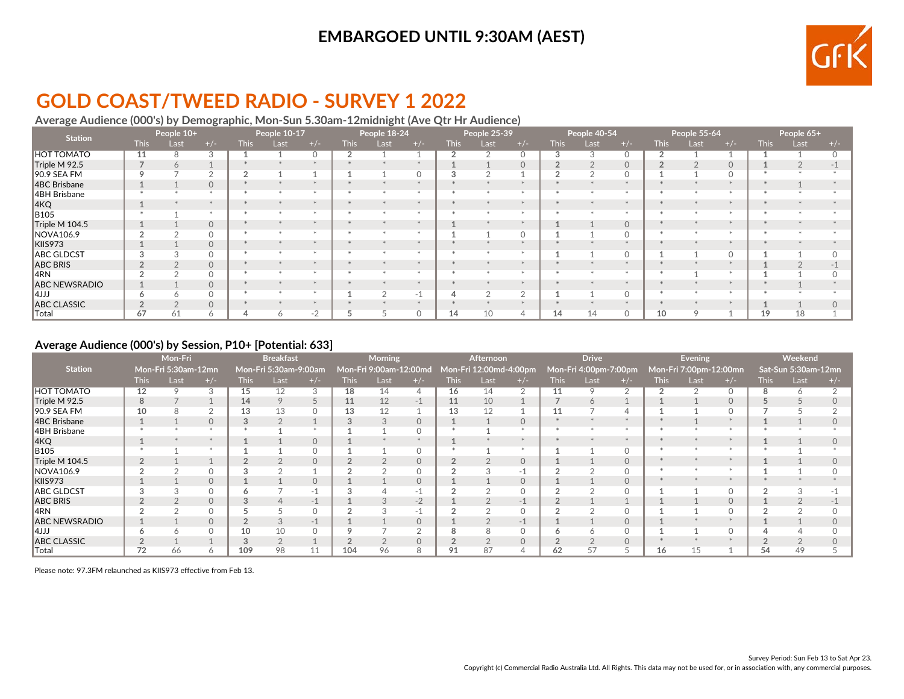**EMBARGOED UNTIL 9:30AM (AEST)**

# GOLD COAST/TWEED RADIO - SURVEY 1 2022

### Average Audience (000's) by Demographic, Mon-Sun 5.30am-12midnight (Ave Qtr Hr Audience)

| Station | People 10+ | | | People 10-17 | | | People 18-24 | | | People 25-39 | | | People 40-54 | | | People 55-64 | | | People 65+ | | |
|---|---|---|---|---|---|---|---|---|---|---|---|---|---|---|---|---|---|---|---|---|---|
| | This | Last | +/- | This | Last | +/- | This | Last | +/- | This | Last | +/- | This | Last | +/- | This | Last | +/- | This | Last | +/- |
| HOT TOMATO | 11 | 8 | 3 | 1 | 1 | 0 | 2 | 1 | 1 | 2 | 2 | 0 | 3 | 3 | 0 | 2 | 1 | 1 | 1 | 1 | 0 |
| Triple M 92.5 | 7 | 6 | 1 | * | * | * | * | * | * | 1 | 1 | 0 | 2 | 2 | 0 | 2 | 2 | 0 | 1 | 2 | -1 |
| 90.9 SEA FM | 9 | 7 | 2 | 2 | 1 | 1 | 1 | 1 | 0 | 3 | 2 | 1 | 2 | 2 | 0 | 1 | 1 | 0 | * | * | * |
| 4BC Brisbane | 1 | 1 | 0 | * | * | * | * | * | * | * | * | * | * | * | * | * | * | * | * | 1 | * |
| 4BH Brisbane | * | * | * | * | * | * | * | * | * | * | * | * | * | * | * | * | * | * | * | * | * |
| 4KQ | 1 | * | * | * | * | * | * | * | * | * | * | * | * | * | * | * | * | * | * | * | * |
| B105 | * | 1 | * | * | * | * | * | * | * | * | * | * | * | * | * | * | * | * | * | * | * |
| Triple M 104.5 | 1 | 1 | 0 | * | * | * | * | * | * | 1 | * | * | 1 | 1 | 0 | * | * | * | * | * | * |
| NOVA106.9 | 2 | 2 | 0 | * | * | * | * | * | * | 1 | 1 | 0 | 1 | 1 | 0 | * | * | * | * | * | * |
| KIIS973 | 1 | 1 | 0 | * | * | * | * | * | * | * | * | * | * | * | * | * | * | * | * | * | * |
| ABC GLDCST | 3 | 3 | 0 | * | * | * | * | * | * | * | * | * | 1 | 1 | 0 | 1 | 1 | 0 | 1 | 1 | 0 |
| ABC BRIS | 2 | 2 | 0 | * | * | * | * | * | * | * | * | * | * | * | * | * | * | * | 1 | 2 | -1 |
| 4RN | 2 | 2 | 0 | * | * | * | * | * | * | * | * | * | * | * | * | * | 1 | * | 1 | 1 | 0 |
| ABC NEWSRADIO | 1 | 1 | 0 | * | * | * | * | * | * | * | * | * | * | * | * | * | * | * | * | 1 | * |
| 4JJJ | 6 | 6 | 0 | * | * | * | 1 | 2 | -1 | 4 | 2 | 2 | 1 | 1 | 0 | * | * | * | * | * | * |
| ABC CLASSIC | 2 | 2 | 0 | * | * | * | * | * | * | * | * | * | * | * | * | * | * | * | 1 | 1 | 0 |
| Total | 67 | 61 | 6 | 4 | 6 | -2 | 5 | 5 | 0 | 14 | 10 | 4 | 14 | 14 | 0 | 10 | 9 | 1 | 19 | 18 | 1 |

### Average Audience (000's) by Session, P10+ [Potential: 633]

| Station | Mon-Fri | | | Breakfast | | | Morning | | | Afternoon | | | Drive | | | Evening | | | Weekend | | |
|---|---|---|---|---|---|---|---|---|---|---|---|---|---|---|---|---|---|---|---|---|---|
| | Mon-Fri 5:30am-12mn | | | Mon-Fri 5:30am-9:00am | | | Mon-Fri 9:00am-12:00md | | | Mon-Fri 12:00md-4:00pm | | | Mon-Fri 4:00pm-7:00pm | | | Mon-Fri 7:00pm-12:00mn | | | Sat-Sun 5:30am-12mn | | |
| | This | Last | +/- | This | Last | +/- | This | Last | +/- | This | Last | +/- | This | Last | +/- | This | Last | +/- | This | Last | +/- |
| HOT TOMATO | 12 | 9 | 3 | 15 | 12 | 3 | 18 | 14 | 4 | 16 | 14 | 2 | 11 | 9 | 2 | 2 | 2 | 0 | 8 | 6 | 2 |
| Triple M 92.5 | 8 | 7 | 1 | 14 | 9 | 5 | 11 | 12 | -1 | 11 | 10 | 1 | 7 | 6 | 1 | 1 | 1 | 0 | 5 | 5 | 0 |
| 90.9 SEA FM | 10 | 8 | 2 | 13 | 13 | 0 | 13 | 12 | 1 | 13 | 12 | 1 | 11 | 7 | 4 | 1 | 1 | 0 | 7 | 5 | 2 |
| 4BC Brisbane | 1 | 1 | 0 | 3 | 2 | 1 | 3 | 3 | 0 | 1 | 1 | 0 | * | * | * | * | 1 | * | 1 | 1 | 0 |
| 4BH Brisbane | * | * | * | * | 1 | * | 1 | 1 | 0 | * | 1 | * | * | * | * | * | * | * | * | * | * |
| 4KQ | 1 | * | * | 1 | 1 | 0 | 1 | * | * | 1 | * | * | * | * | * | * | * | * | 1 | 1 | 0 |
| B105 | * | 1 | * | 1 | 1 | 0 | 1 | 1 | 0 | * | 1 | * | 1 | 1 | 0 | * | * | * | * | 1 | * |
| Triple M 104.5 | 2 | 1 | 1 | 2 | 2 | 0 | 2 | 2 | 0 | 2 | 2 | 0 | 1 | 1 | 0 | * | * | * | 1 | 1 | 0 |
| NOVA106.9 | 2 | 2 | 0 | 3 | 2 | 1 | 2 | 2 | 0 | 2 | 3 | -1 | 2 | 2 | 0 | * | * | * | 1 | 1 | 0 |
| KIIS973 | 1 | 1 | 0 | 1 | 1 | 0 | 1 | 1 | 0 | 1 | 1 | 0 | 1 | 1 | 0 | * | * | * | * | * | * |
| ABC GLDCST | 3 | 3 | 0 | 6 | 7 | -1 | 3 | 4 | -1 | 2 | 2 | 0 | 2 | 2 | 0 | 1 | 1 | 0 | 2 | 3 | -1 |
| ABC BRIS | 2 | 2 | 0 | 3 | 4 | -1 | 1 | 3 | -2 | 1 | 2 | -1 | 2 | 1 | 1 | 1 | 1 | 0 | 1 | 2 | -1 |
| 4RN | 2 | 2 | 0 | 5 | 5 | 0 | 2 | 3 | -1 | 2 | 2 | 0 | 2 | 2 | 0 | 1 | 1 | 0 | 2 | 2 | 0 |
| ABC NEWSRADIO | 1 | 1 | 0 | 2 | 3 | -1 | 1 | 1 | 0 | 1 | 2 | -1 | 1 | 1 | 0 | 1 | * | * | 1 | 1 | 0 |
| 4JJJ | 6 | 6 | 0 | 10 | 10 | 0 | 9 | 7 | 2 | 8 | 8 | 0 | 6 | 6 | 0 | 1 | 1 | 0 | 4 | 4 | 0 |
| ABC CLASSIC | 2 | 1 | 1 | 3 | 2 | 1 | 2 | 2 | 0 | 2 | 2 | 0 | 2 | 2 | 0 | * | * | * | 2 | 2 | 0 |
| Total | 72 | 66 | 6 | 109 | 98 | 11 | 104 | 96 | 8 | 91 | 87 | 4 | 62 | 57 | 5 | 16 | 15 | 1 | 54 | 49 | 5 |

Please note: 97.3FM relaunched as KIIS973 effective from Feb 13.

Survey Period: Sun Feb 13 to Sat Apr 23.

Copyright (c) Commercial Radio Australia Ltd. All Rights. This data may not be used for, or in association with, any commercial purposes.